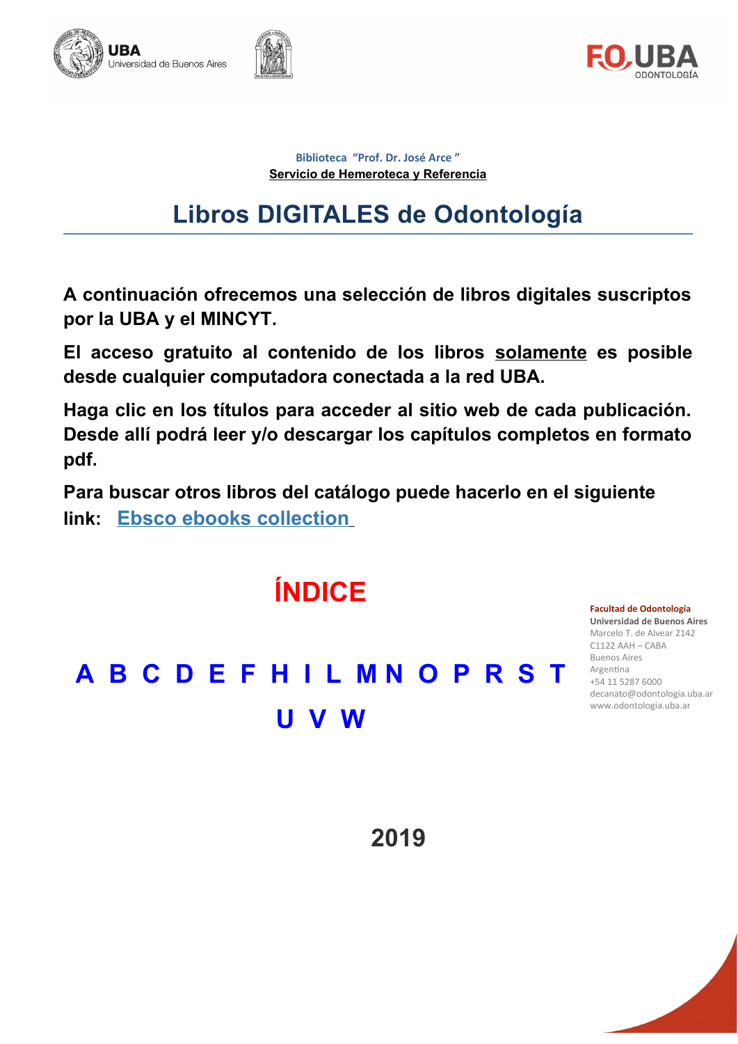UBA
Universidad de Buenos Aires

FO UBA
ODONTOLOGÍA

Biblioteca "Prof. Dr. José Arce"
**Servicio de Hemeroteca y Referencia**

# Libros DIGITALES de Odontología

**A continuación ofrecemos una selección de libros digitales suscriptos por la UBA y el MINCYT.**

**El acceso gratuito al contenido de los libros solamente es posible desde cualquier computadora conectada a la red UBA.**

**Haga clic en los títulos para acceder al sitio web de cada publicación. Desde allí podrá leer y/o descargar los capítulos completos en formato pdf.**

**Para buscar otros libros del catálogo puede hacerlo en el siguiente link: Ebsco ebooks collection**

## ÍNDICE

**A B C D E F H I L M N O P R S T U V W**

**Facultad de Odontología**
**Universidad de Buenos Aires**
Marcelo T. de Alvear 2142
C1122 AAH – CABA
Buenos Aires
Argentina
+54 11 5287 6000
decanato@odontologia.uba.ar
www.odontologia.uba.ar

**2019**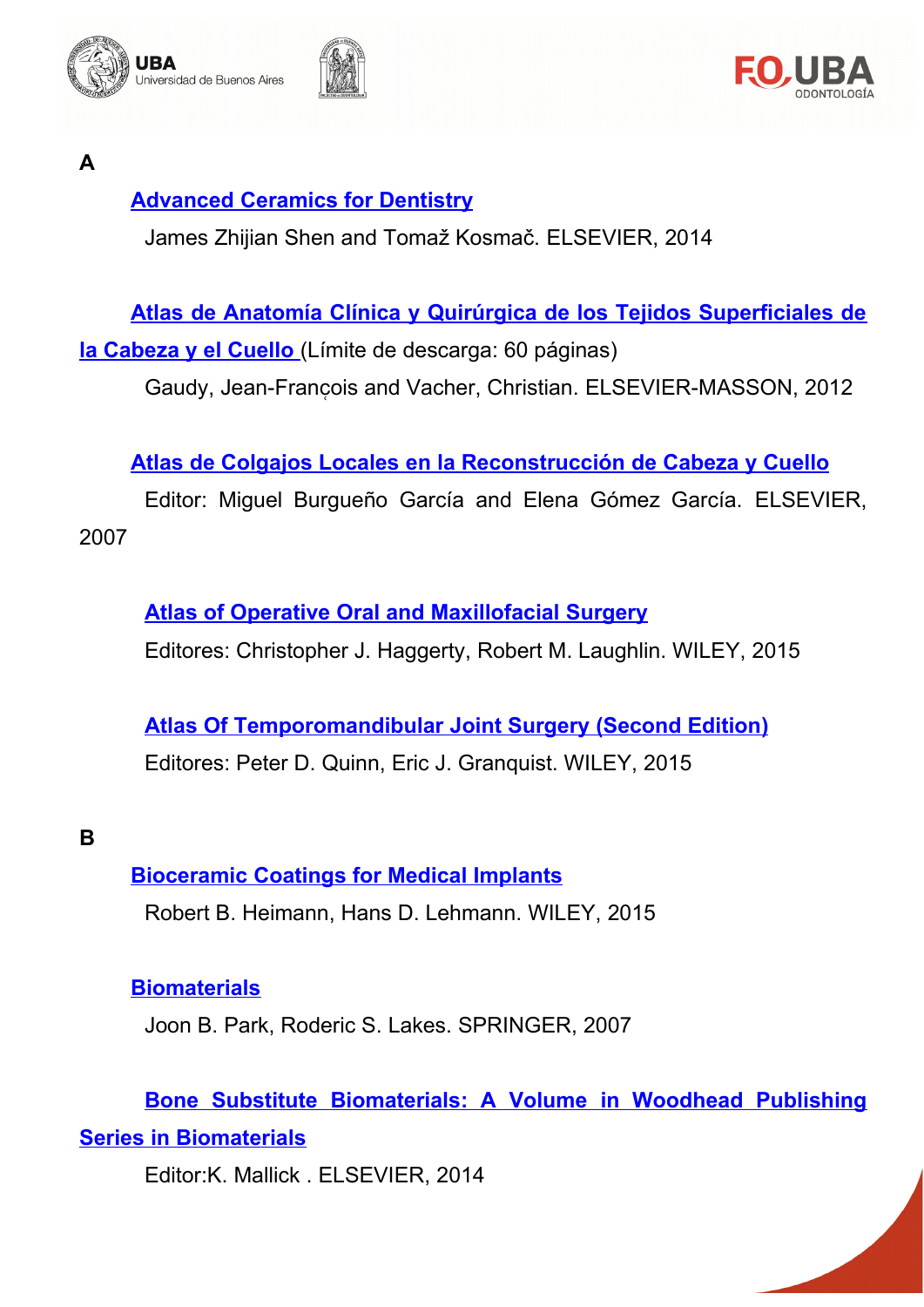## A

**Advanced Ceramics for Dentistry**

James Zhijian Shen and Tomaž Kosmač. ELSEVIER, 2014

**Atlas de Anatomía Clínica y Quirúrgica de los Tejidos Superficiales de la Cabeza y el Cuello** (Límite de descarga: 60 páginas)

Gaudy, Jean-François and Vacher, Christian. ELSEVIER-MASSON, 2012

**Atlas de Colgajos Locales en la Reconstrucción de Cabeza y Cuello**

Editor: Miguel Burgueño García and Elena Gómez García. ELSEVIER, 2007

**Atlas of Operative Oral and Maxillofacial Surgery**

Editores: Christopher J. Haggerty, Robert M. Laughlin. WILEY, 2015

**Atlas Of Temporomandibular Joint Surgery (Second Edition)**

Editores: Peter D. Quinn, Eric J. Granquist. WILEY, 2015

## B

**Bioceramic Coatings for Medical Implants**

Robert B. Heimann, Hans D. Lehmann. WILEY, 2015

**Biomaterials**

Joon B. Park, Roderic S. Lakes. SPRINGER, 2007

**Bone Substitute Biomaterials: A Volume in Woodhead Publishing Series in Biomaterials**

Editor:K. Mallick . ELSEVIER, 2014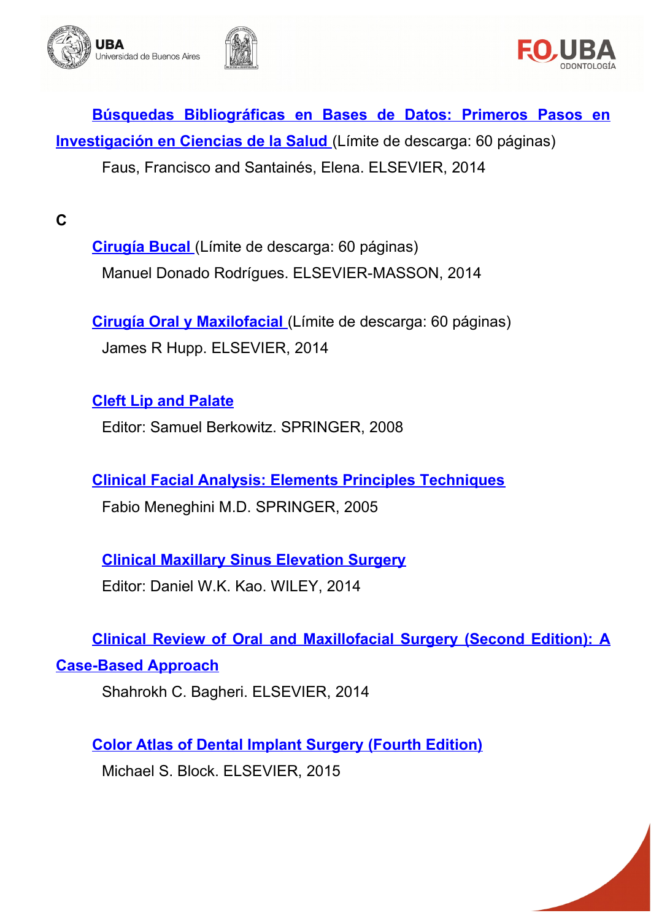**Búsquedas Bibliográficas en Bases de Datos: Primeros Pasos en Investigación en Ciencias de la Salud** (Límite de descarga: 60 páginas)

Faus, Francisco and Santainés, Elena. ELSEVIER, 2014

**C**

**Cirugía Bucal** (Límite de descarga: 60 páginas)

Manuel Donado Rodrígues. ELSEVIER-MASSON, 2014

**Cirugía Oral y Maxilofacial** (Límite de descarga: 60 páginas)

James R Hupp. ELSEVIER, 2014

**Cleft Lip and Palate**

Editor: Samuel Berkowitz. SPRINGER, 2008

**Clinical Facial Analysis: Elements Principles Techniques**

Fabio Meneghini M.D. SPRINGER, 2005

**Clinical Maxillary Sinus Elevation Surgery**

Editor: Daniel W.K. Kao. WILEY, 2014

**Clinical Review of Oral and Maxillofacial Surgery (Second Edition): A Case-Based Approach**

Shahrokh C. Bagheri. ELSEVIER, 2014

**Color Atlas of Dental Implant Surgery (Fourth Edition)**

Michael S. Block. ELSEVIER, 2015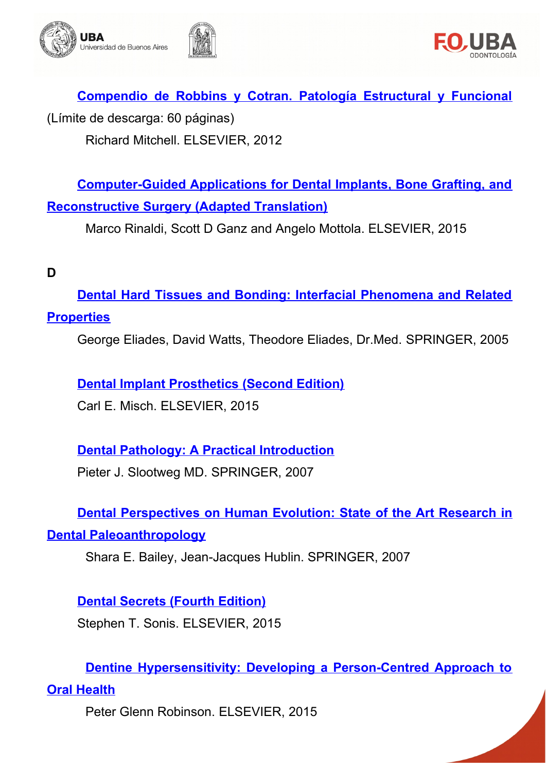**Compendio de Robbins y Cotran. Patología Estructural y Funcional** (Límite de descarga: 60 páginas)

Richard Mitchell. ELSEVIER, 2012

**Computer-Guided Applications for Dental Implants, Bone Grafting, and Reconstructive Surgery (Adapted Translation)**

Marco Rinaldi, Scott D Ganz and Angelo Mottola. ELSEVIER, 2015

**D**

**Dental Hard Tissues and Bonding: Interfacial Phenomena and Related Properties**

George Eliades, David Watts, Theodore Eliades, Dr.Med. SPRINGER, 2005

**Dental Implant Prosthetics (Second Edition)**

Carl E. Misch. ELSEVIER, 2015

**Dental Pathology: A Practical Introduction**

Pieter J. Slootweg MD. SPRINGER, 2007

**Dental Perspectives on Human Evolution: State of the Art Research in Dental Paleoanthropology**

Shara E. Bailey, Jean-Jacques Hublin. SPRINGER, 2007

**Dental Secrets (Fourth Edition)**

Stephen T. Sonis. ELSEVIER, 2015

**Dentine Hypersensitivity: Developing a Person-Centred Approach to Oral Health**

Peter Glenn Robinson. ELSEVIER, 2015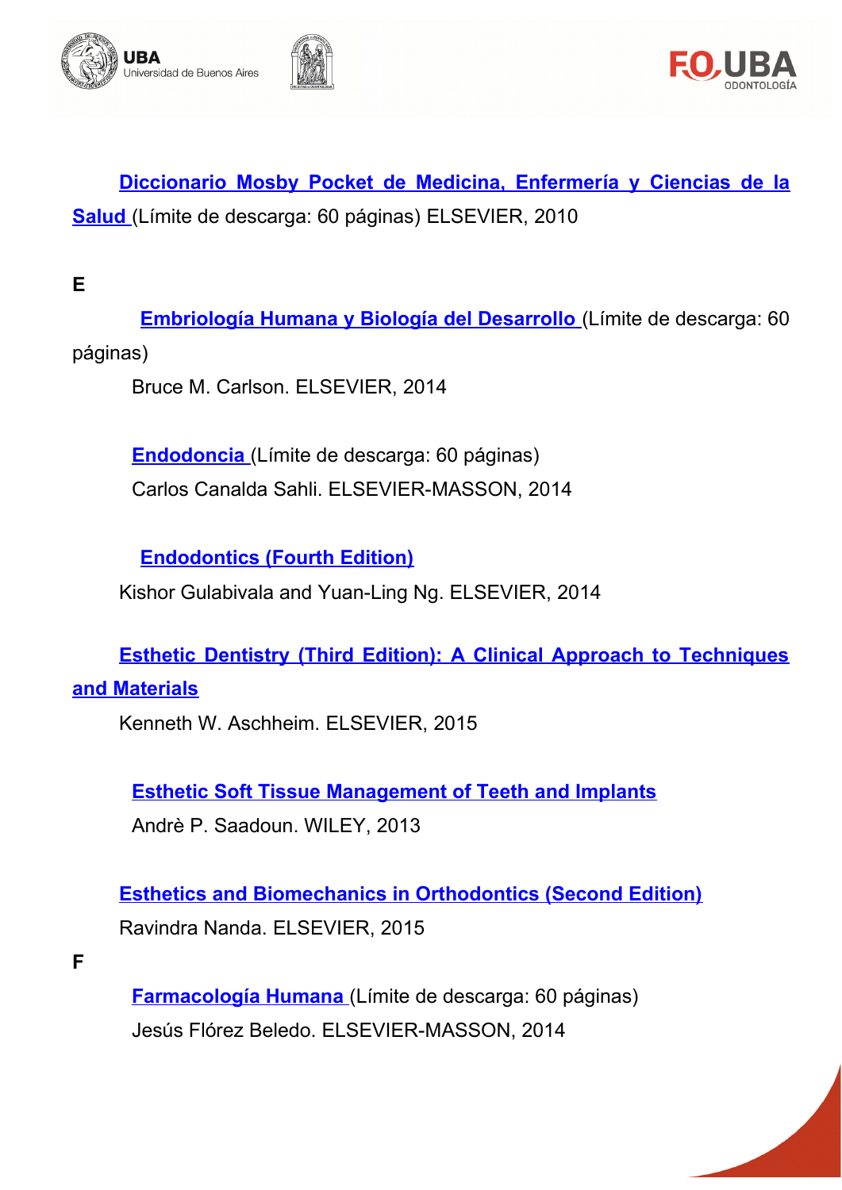**Diccionario Mosby Pocket de Medicina, Enfermería y Ciencias de la Salud** (Límite de descarga: 60 páginas) ELSEVIER, 2010

**E**

**Embriología Humana y Biología del Desarrollo** (Límite de descarga: 60 páginas)

Bruce M. Carlson. ELSEVIER, 2014

**Endodoncia** (Límite de descarga: 60 páginas)

Carlos Canalda Sahli. ELSEVIER-MASSON, 2014

**Endodontics (Fourth Edition)**

Kishor Gulabivala and Yuan-Ling Ng. ELSEVIER, 2014

**Esthetic Dentistry (Third Edition): A Clinical Approach to Techniques and Materials**

Kenneth W. Aschheim. ELSEVIER, 2015

**Esthetic Soft Tissue Management of Teeth and Implants**

Andrè P. Saadoun. WILEY, 2013

**Esthetics and Biomechanics in Orthodontics (Second Edition)**

Ravindra Nanda. ELSEVIER, 2015

**F**

**Farmacología Humana** (Límite de descarga: 60 páginas)

Jesús Flórez Beledo. ELSEVIER-MASSON, 2014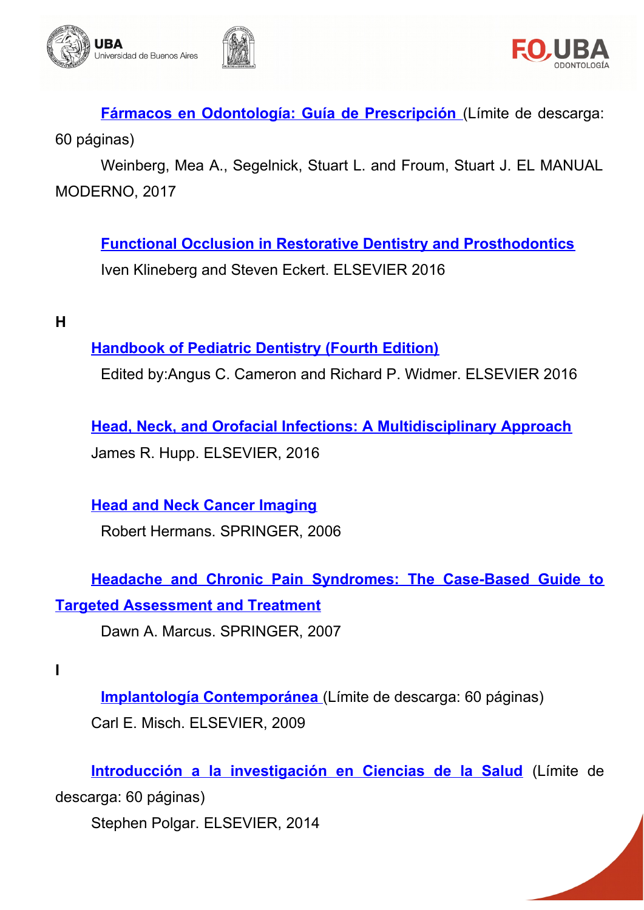**[Fármacos en Odontología: Guía de Prescripción]** (Límite de descarga: 60 páginas)

Weinberg, Mea A., Segelnick, Stuart L. and Froum, Stuart J. EL MANUAL MODERNO, 2017

**[Functional Occlusion in Restorative Dentistry and Prosthodontics]**

Iven Klineberg and Steven Eckert. ELSEVIER 2016

## H

**[Handbook of Pediatric Dentistry (Fourth Edition)]**

Edited by:Angus C. Cameron and Richard P. Widmer. ELSEVIER 2016

**[Head, Neck, and Orofacial Infections: A Multidisciplinary Approach]**

James R. Hupp. ELSEVIER, 2016

**[Head and Neck Cancer Imaging]**

Robert Hermans. SPRINGER, 2006

**[Headache and Chronic Pain Syndromes: The Case-Based Guide to Targeted Assessment and Treatment]**

Dawn A. Marcus. SPRINGER, 2007

## I

**[Implantología Contemporánea]** (Límite de descarga: 60 páginas)

Carl E. Misch. ELSEVIER, 2009

**[Introducción a la investigación en Ciencias de la Salud]** (Límite de descarga: 60 páginas)

Stephen Polgar. ELSEVIER, 2014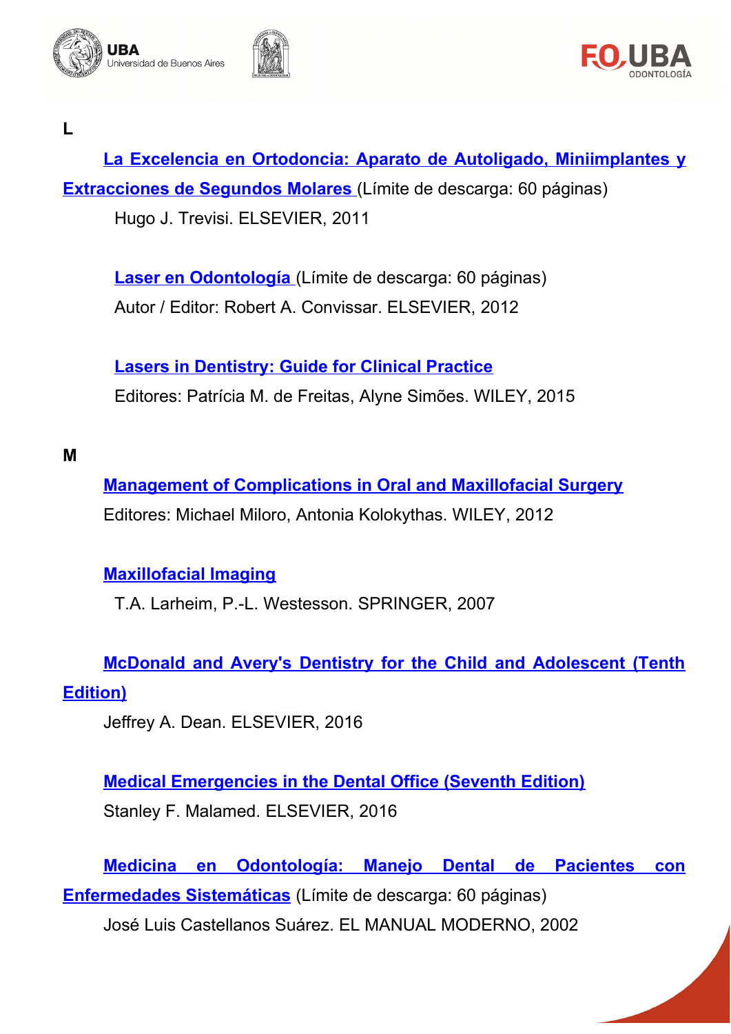**L**

**La Excelencia en Ortodoncia: Aparato de Autoligado, Miniimplantes y Extracciones de Segundos Molares** (Límite de descarga: 60 páginas)
Hugo J. Trevisi. ELSEVIER, 2011

**Laser en Odontología** (Límite de descarga: 60 páginas)
Autor / Editor: Robert A. Convissar. ELSEVIER, 2012

**Lasers in Dentistry: Guide for Clinical Practice**
Editores: Patrícia M. de Freitas, Alyne Simões. WILEY, 2015

**M**

**Management of Complications in Oral and Maxillofacial Surgery**
Editores: Michael Miloro, Antonia Kolokythas. WILEY, 2012

**Maxillofacial Imaging**
T.A. Larheim, P.-L. Westesson. SPRINGER, 2007

**McDonald and Avery's Dentistry for the Child and Adolescent (Tenth Edition)**
Jeffrey A. Dean. ELSEVIER, 2016

**Medical Emergencies in the Dental Office (Seventh Edition)**
Stanley F. Malamed. ELSEVIER, 2016

**Medicina en Odontología: Manejo Dental de Pacientes con Enfermedades Sistemáticas** (Límite de descarga: 60 páginas)
José Luis Castellanos Suárez. EL MANUAL MODERNO, 2002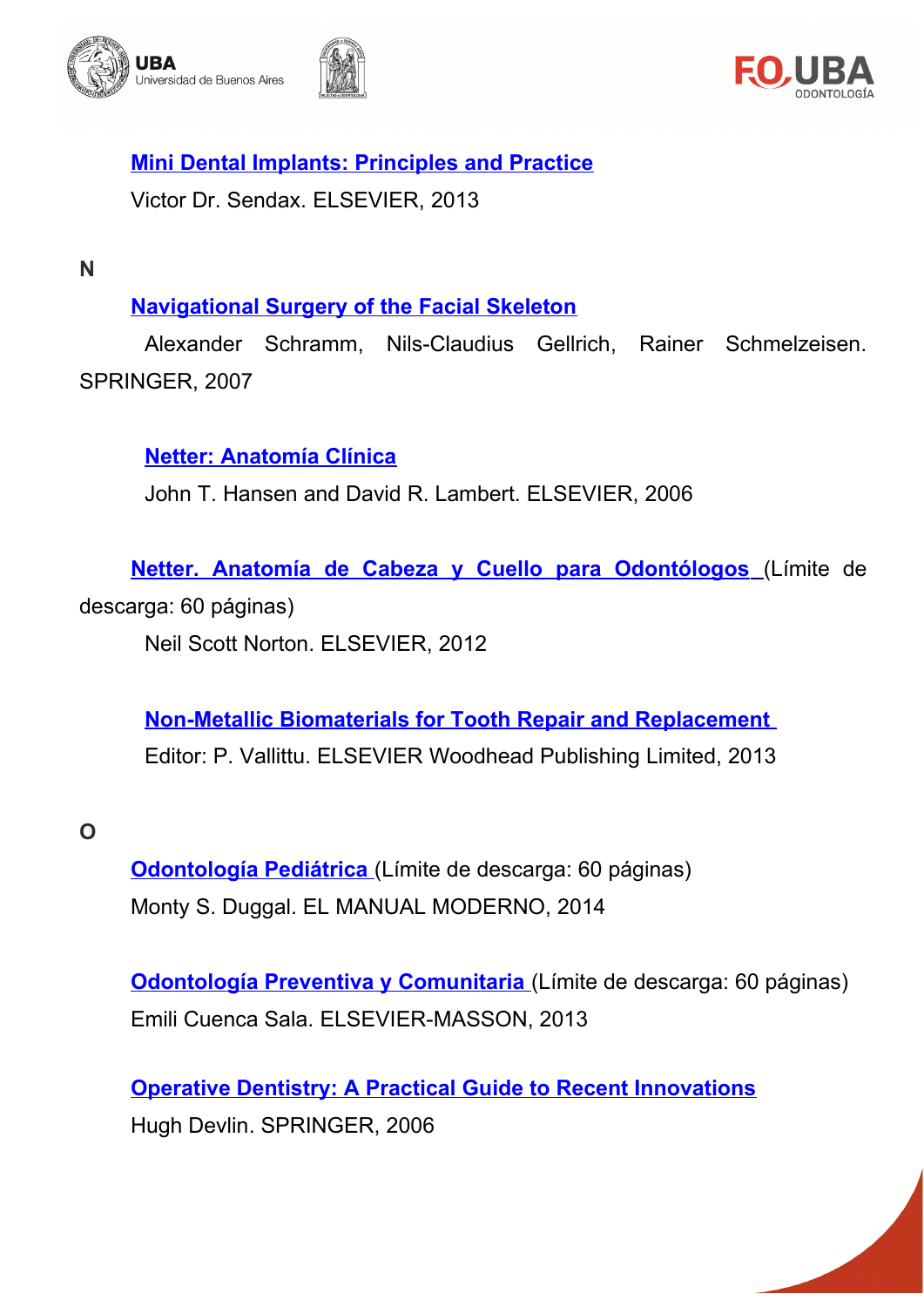**Mini Dental Implants: Principles and Practice**

Victor Dr. Sendax. ELSEVIER, 2013

**N**

**Navigational Surgery of the Facial Skeleton**

Alexander Schramm, Nils-Claudius Gellrich, Rainer Schmelzeisen. SPRINGER, 2007

**Netter: Anatomía Clínica**

John T. Hansen and David R. Lambert. ELSEVIER, 2006

**Netter. Anatomía de Cabeza y Cuello para Odontólogos** (Límite de descarga: 60 páginas)

Neil Scott Norton. ELSEVIER, 2012

**Non-Metallic Biomaterials for Tooth Repair and Replacement**

Editor: P. Vallittu. ELSEVIER Woodhead Publishing Limited, 2013

**O**

**Odontología Pediátrica** (Límite de descarga: 60 páginas)

Monty S. Duggal. EL MANUAL MODERNO, 2014

**Odontología Preventiva y Comunitaria** (Límite de descarga: 60 páginas)

Emili Cuenca Sala. ELSEVIER-MASSON, 2013

**Operative Dentistry: A Practical Guide to Recent Innovations**

Hugh Devlin. SPRINGER, 2006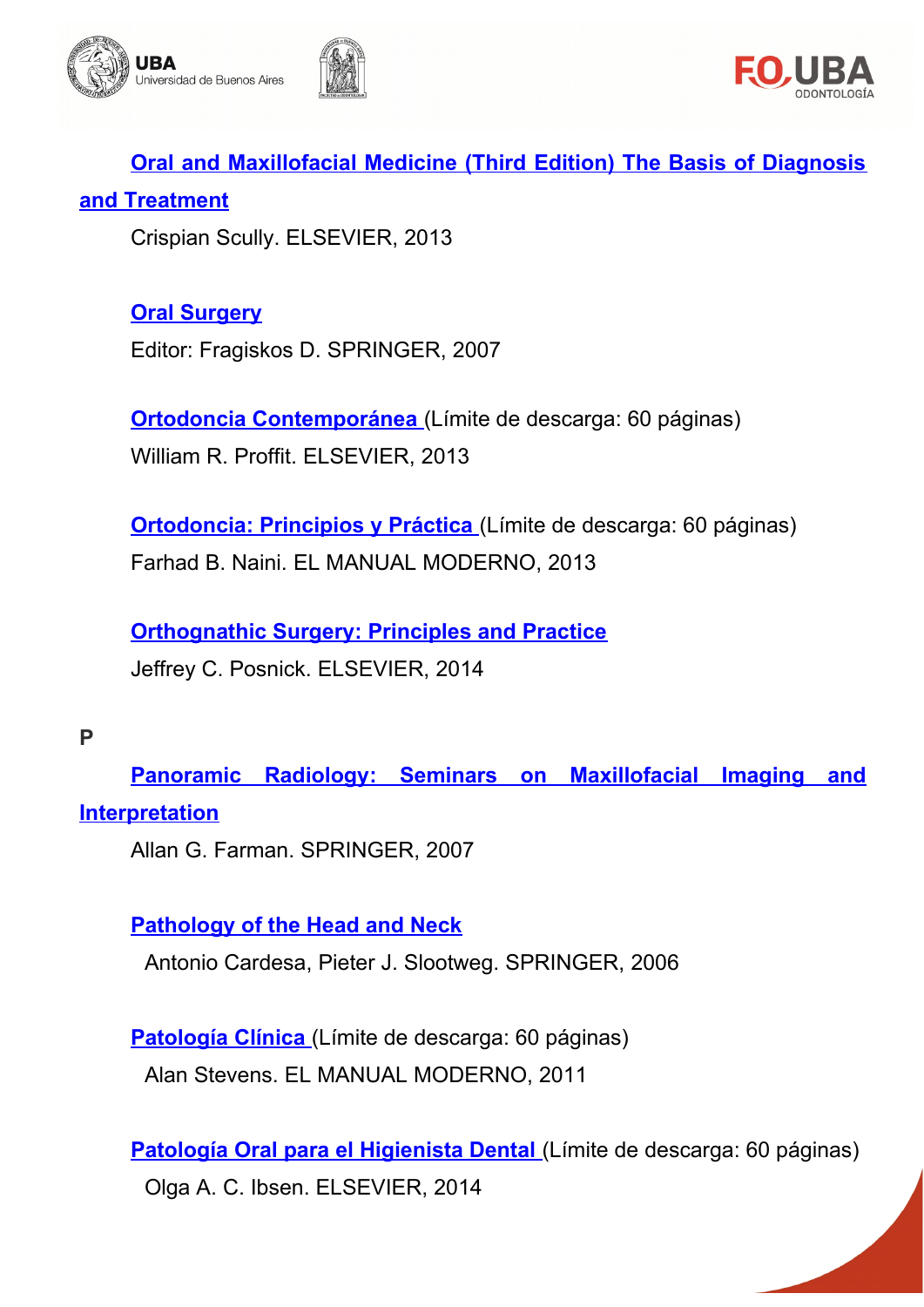**Oral and Maxillofacial Medicine (Third Edition) The Basis of Diagnosis and Treatment**

Crispian Scully. ELSEVIER, 2013

**Oral Surgery**

Editor: Fragiskos D. SPRINGER, 2007

**Ortodoncia Contemporánea** (Límite de descarga: 60 páginas)

William R. Proffit. ELSEVIER, 2013

**Ortodoncia: Principios y Práctica** (Límite de descarga: 60 páginas)

Farhad B. Naini. EL MANUAL MODERNO, 2013

**Orthognathic Surgery: Principles and Practice**

Jeffrey C. Posnick. ELSEVIER, 2014

## P

**Panoramic Radiology: Seminars on Maxillofacial Imaging and Interpretation**

Allan G. Farman. SPRINGER, 2007

**Pathology of the Head and Neck**

Antonio Cardesa, Pieter J. Slootweg. SPRINGER, 2006

**Patología Clínica** (Límite de descarga: 60 páginas)

Alan Stevens. EL MANUAL MODERNO, 2011

**Patología Oral para el Higienista Dental** (Límite de descarga: 60 páginas)

Olga A. C. Ibsen. ELSEVIER, 2014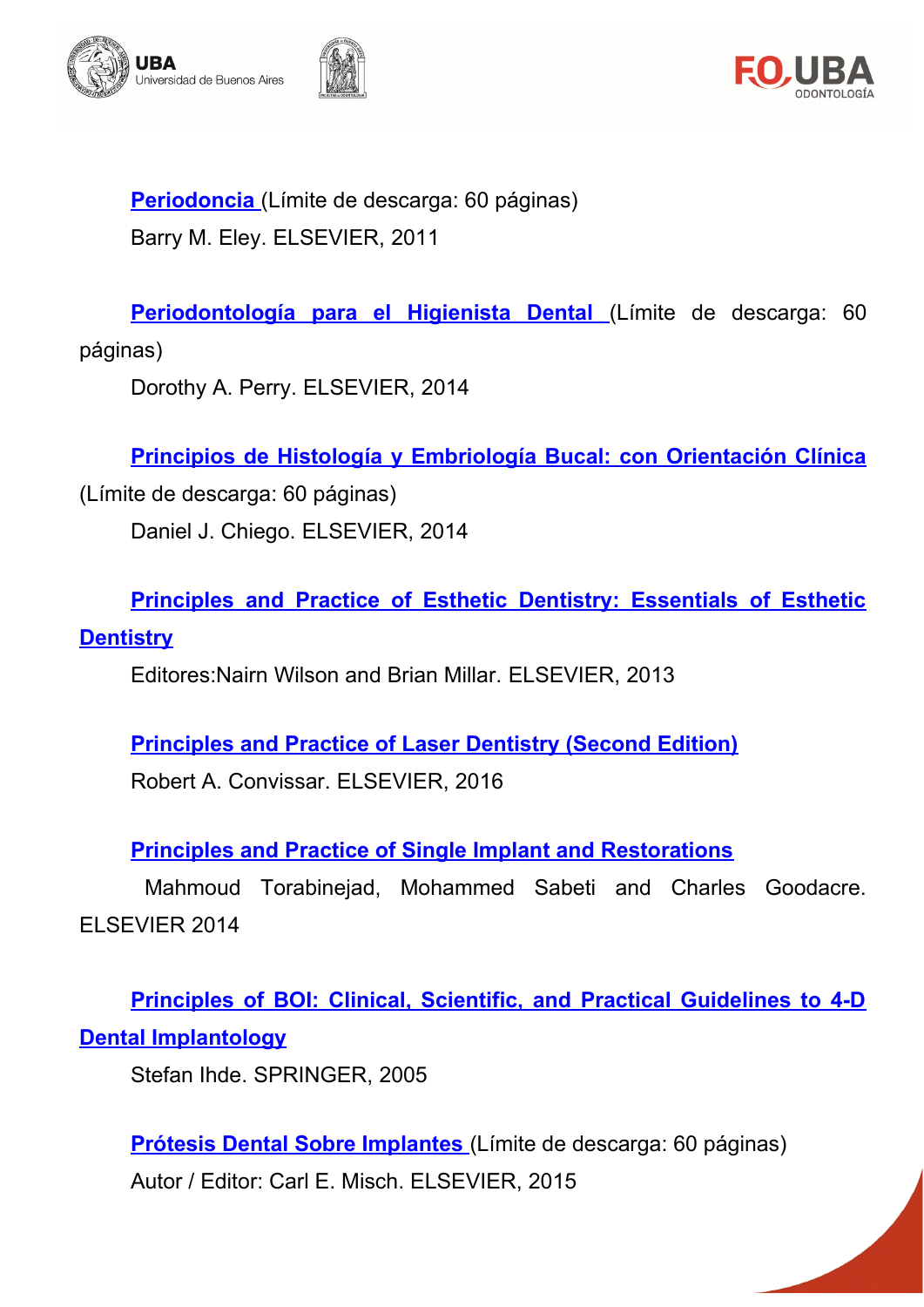**Periodoncia** (Límite de descarga: 60 páginas)

Barry M. Eley. ELSEVIER, 2011

**Periodontología para el Higienista Dental** (Límite de descarga: 60 páginas)

Dorothy A. Perry. ELSEVIER, 2014

**Principios de Histología y Embriología Bucal: con Orientación Clínica** (Límite de descarga: 60 páginas)

Daniel J. Chiego. ELSEVIER, 2014

**Principles and Practice of Esthetic Dentistry: Essentials of Esthetic Dentistry**

Editores:Nairn Wilson and Brian Millar. ELSEVIER, 2013

**Principles and Practice of Laser Dentistry (Second Edition)**

Robert A. Convissar. ELSEVIER, 2016

**Principles and Practice of Single Implant and Restorations**

Mahmoud Torabinejad, Mohammed Sabeti and Charles Goodacre. ELSEVIER 2014

**Principles of BOI: Clinical, Scientific, and Practical Guidelines to 4-D Dental Implantology**

Stefan Ihde. SPRINGER, 2005

**Prótesis Dental Sobre Implantes** (Límite de descarga: 60 páginas)

Autor / Editor: Carl E. Misch. ELSEVIER, 2015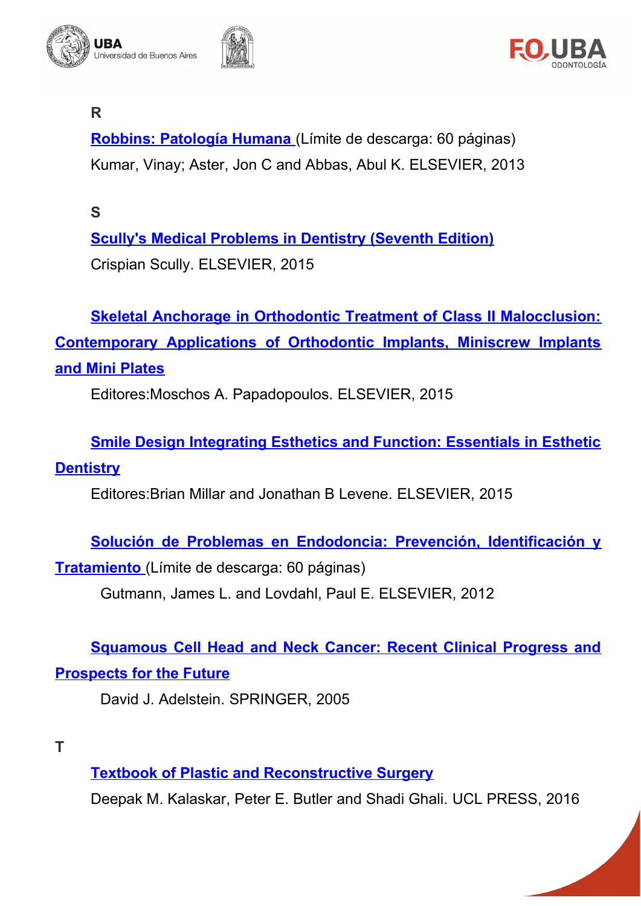**R**

**Robbins: Patología Humana** (Límite de descarga: 60 páginas)
Kumar, Vinay; Aster, Jon C and Abbas, Abul K. ELSEVIER, 2013

**S**

**Scully's Medical Problems in Dentistry (Seventh Edition)**
Crispian Scully. ELSEVIER, 2015

**Skeletal Anchorage in Orthodontic Treatment of Class II Malocclusion: Contemporary Applications of Orthodontic Implants, Miniscrew Implants and Mini Plates**
Editores:Moschos A. Papadopoulos. ELSEVIER, 2015

**Smile Design Integrating Esthetics and Function: Essentials in Esthetic Dentistry**
Editores:Brian Millar and Jonathan B Levene. ELSEVIER, 2015

**Solución de Problemas en Endodoncia: Prevención, Identificación y Tratamiento** (Límite de descarga: 60 páginas)
Gutmann, James L. and Lovdahl, Paul E. ELSEVIER, 2012

**Squamous Cell Head and Neck Cancer: Recent Clinical Progress and Prospects for the Future**
David J. Adelstein. SPRINGER, 2005

**T**

**Textbook of Plastic and Reconstructive Surgery**
Deepak M. Kalaskar, Peter E. Butler and Shadi Ghali. UCL PRESS, 2016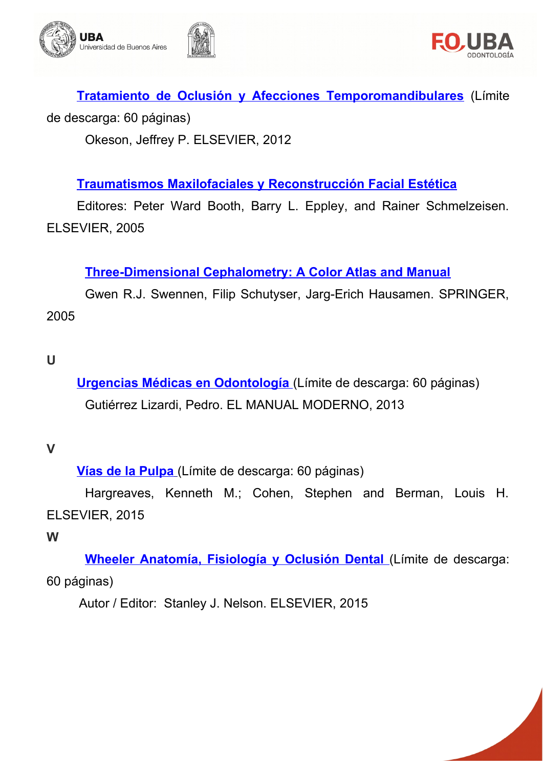**Tratamiento de Oclusión y Afecciones Temporomandibulares** (Límite de descarga: 60 páginas)

Okeson, Jeffrey P. ELSEVIER, 2012

**Traumatismos Maxilofaciales y Reconstrucción Facial Estética**

Editores: Peter Ward Booth, Barry L. Eppley, and Rainer Schmelzeisen. ELSEVIER, 2005

**Three-Dimensional Cephalometry: A Color Atlas and Manual**

Gwen R.J. Swennen, Filip Schutyser, Jarg-Erich Hausamen. SPRINGER, 2005

**U**

**Urgencias Médicas en Odontología** (Límite de descarga: 60 páginas)

Gutiérrez Lizardi, Pedro. EL MANUAL MODERNO, 2013

**V**

**Vías de la Pulpa** (Límite de descarga: 60 páginas)

Hargreaves, Kenneth M.; Cohen, Stephen and Berman, Louis H. ELSEVIER, 2015

**W**

**Wheeler Anatomía, Fisiología y Oclusión Dental** (Límite de descarga: 60 páginas)

Autor / Editor: Stanley J. Nelson. ELSEVIER, 2015